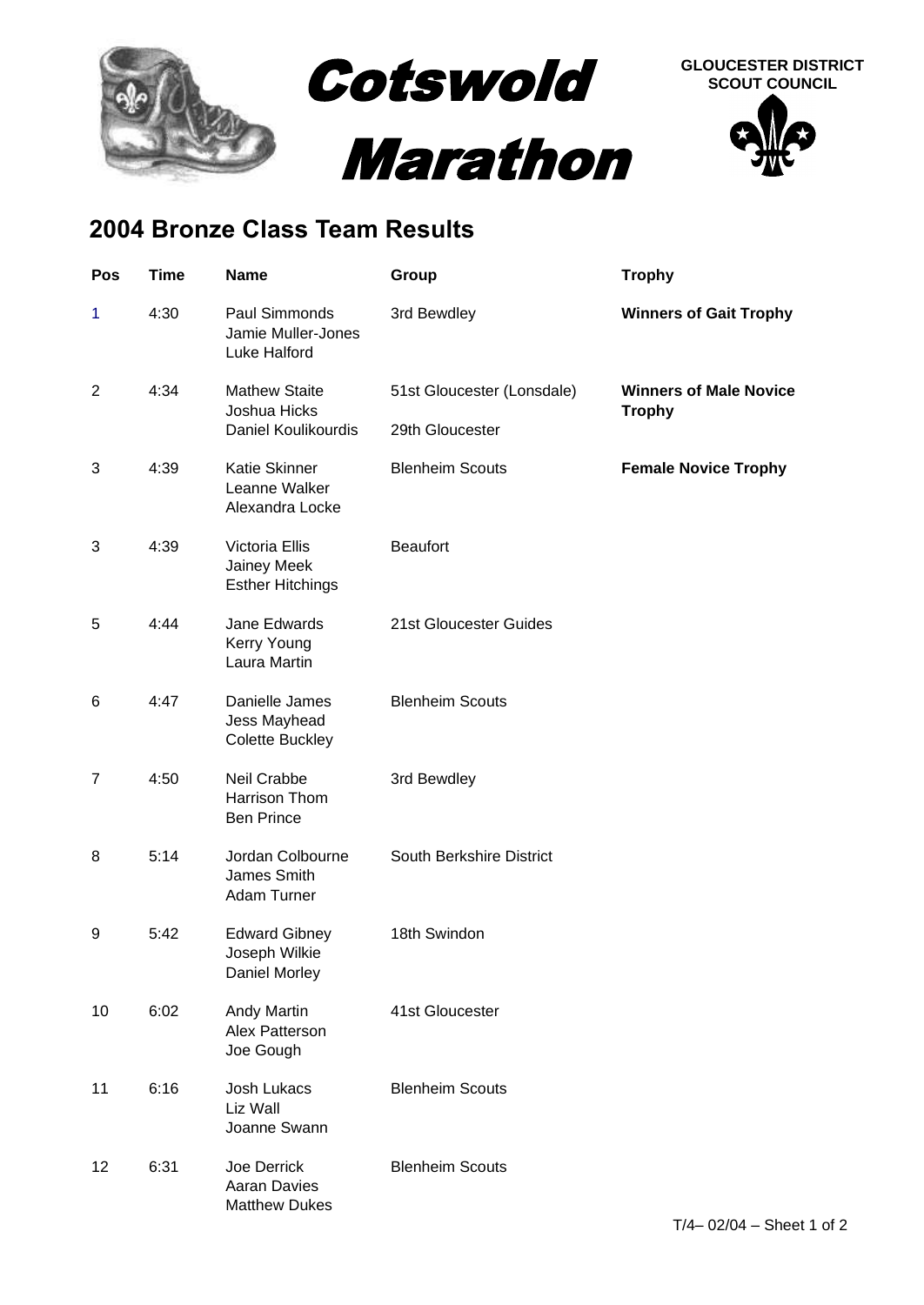# Cotswold Marathon

**GLOUCESTER DISTRICT SCOUT COUNCIL**

## 2004 Bronze Class Team Results

| Pos | Time | Name | Group | Trophy |
|---|---|---|---|---|
| 1 | 4:30 | Paul Simmonds<br>Jamie Muller-Jones<br>Luke Halford | 3rd Bewdley | **Winners of Gait Trophy** |
| 2 | 4:34 | Mathew Staite<br>Joshua Hicks<br>Daniel Koulikourdis | 51st Gloucester (Lonsdale)<br><br>29th Gloucester | **Winners of Male Novice Trophy** |
| 3 | 4:39 | Katie Skinner<br>Leanne Walker<br>Alexandra Locke | Blenheim Scouts | **Female Novice Trophy** |
| 3 | 4:39 | Victoria Ellis<br>Jainey Meek<br>Esther Hitchings | Beaufort | |
| 5 | 4:44 | Jane Edwards<br>Kerry Young<br>Laura Martin | 21st Gloucester Guides | |
| 6 | 4:47 | Danielle James<br>Jess Mayhead<br>Colette Buckley | Blenheim Scouts | |
| 7 | 4:50 | Neil Crabbe<br>Harrison Thom<br>Ben Prince | 3rd Bewdley | |
| 8 | 5:14 | Jordan Colbourne<br>James Smith<br>Adam Turner | South Berkshire District | |
| 9 | 5:42 | Edward Gibney<br>Joseph Wilkie<br>Daniel Morley | 18th Swindon | |
| 10 | 6:02 | Andy Martin<br>Alex Patterson<br>Joe Gough | 41st Gloucester | |
| 11 | 6:16 | Josh Lukacs<br>Liz Wall<br>Joanne Swann | Blenheim Scouts | |
| 12 | 6:31 | Joe Derrick<br>Aaran Davies<br>Matthew Dukes | Blenheim Scouts | |

T/4– 02/04 – Sheet 1 of 2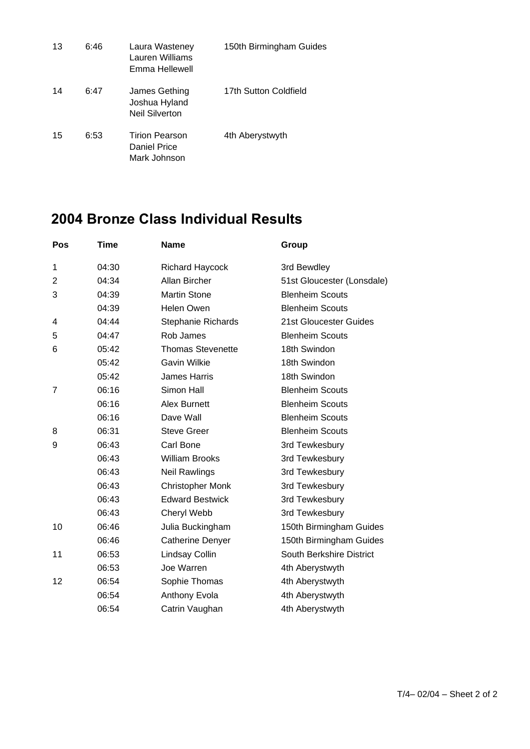| | | | |
|---|---|---|---|
| 13 | 6:46 | Laura Wasteney<br>Lauren Williams<br>Emma Hellewell | 150th Birmingham Guides |
| 14 | 6:47 | James Gething<br>Joshua Hyland<br>Neil Silverton | 17th Sutton Coldfield |
| 15 | 6:53 | Tirion Pearson<br>Daniel Price<br>Mark Johnson | 4th Aberystwyth |

## 2004 Bronze Class Individual Results

| Pos | Time | Name | Group |
|---|---|---|---|
| 1 | 04:30 | Richard Haycock | 3rd Bewdley |
| 2 | 04:34 | Allan Bircher | 51st Gloucester (Lonsdale) |
| 3 | 04:39 | Martin Stone | Blenheim Scouts |
| | 04:39 | Helen Owen | Blenheim Scouts |
| 4 | 04:44 | Stephanie Richards | 21st Gloucester Guides |
| 5 | 04:47 | Rob James | Blenheim Scouts |
| 6 | 05:42 | Thomas Stevenette | 18th Swindon |
| | 05:42 | Gavin Wilkie | 18th Swindon |
| | 05:42 | James Harris | 18th Swindon |
| 7 | 06:16 | Simon Hall | Blenheim Scouts |
| | 06:16 | Alex Burnett | Blenheim Scouts |
| | 06:16 | Dave Wall | Blenheim Scouts |
| 8 | 06:31 | Steve Greer | Blenheim Scouts |
| 9 | 06:43 | Carl Bone | 3rd Tewkesbury |
| | 06:43 | William Brooks | 3rd Tewkesbury |
| | 06:43 | Neil Rawlings | 3rd Tewkesbury |
| | 06:43 | Christopher Monk | 3rd Tewkesbury |
| | 06:43 | Edward Bestwick | 3rd Tewkesbury |
| | 06:43 | Cheryl Webb | 3rd Tewkesbury |
| 10 | 06:46 | Julia Buckingham | 150th Birmingham Guides |
| | 06:46 | Catherine Denyer | 150th Birmingham Guides |
| 11 | 06:53 | Lindsay Collin | South Berkshire District |
| | 06:53 | Joe Warren | 4th Aberystwyth |
| 12 | 06:54 | Sophie Thomas | 4th Aberystwyth |
| | 06:54 | Anthony Evola | 4th Aberystwyth |
| | 06:54 | Catrin Vaughan | 4th Aberystwyth |

T/4– 02/04 – Sheet 2 of 2